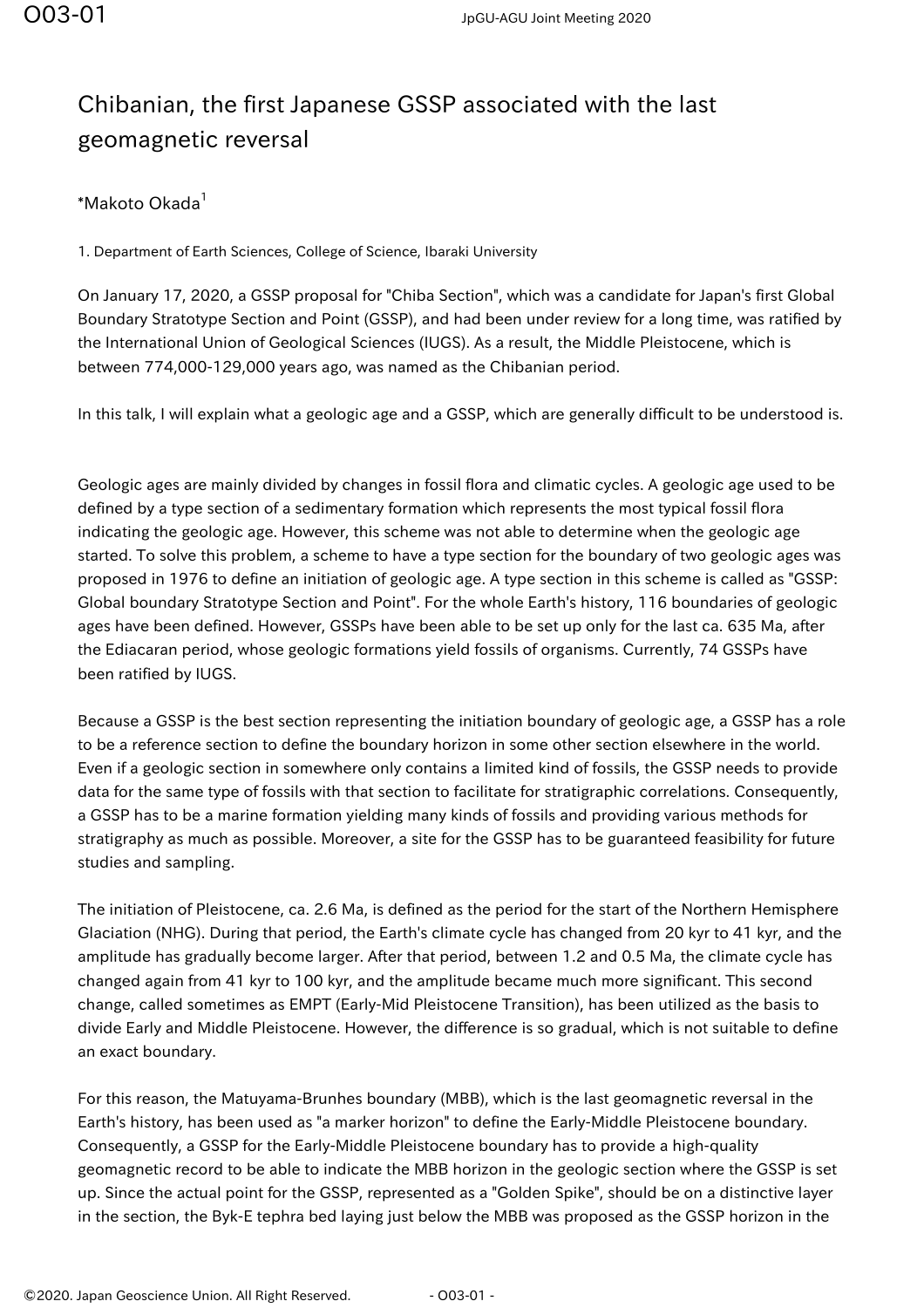# Chibanian, the first Japanese GSSP associated with the last geomagnetic reversal

*Makoto Okada[1]

1. Department of Earth Sciences, College of Science, Ibaraki University

On January 17, 2020, a GSSP proposal for "Chiba Section", which was a candidate for Japan's first Global Boundary Stratotype Section and Point (GSSP), and had been under review for a long time, was ratified by the International Union of Geological Sciences (IUGS). As a result, the Middle Pleistocene, which is between 774,000-129,000 years ago, was named as the Chibanian period.

In this talk, I will explain what a geologic age and a GSSP, which are generally difficult to be understood is.

Geologic ages are mainly divided by changes in fossil flora and climatic cycles. A geologic age used to be defined by a type section of a sedimentary formation which represents the most typical fossil flora indicating the geologic age. However, this scheme was not able to determine when the geologic age started. To solve this problem, a scheme to have a type section for the boundary of two geologic ages was proposed in 1976 to define an initiation of geologic age. A type section in this scheme is called as "GSSP: Global boundary Stratotype Section and Point". For the whole Earth's history, 116 boundaries of geologic ages have been defined. However, GSSPs have been able to be set up only for the last ca. 635 Ma, after the Ediacaran period, whose geologic formations yield fossils of organisms. Currently, 74 GSSPs have been ratified by IUGS.

Because a GSSP is the best section representing the initiation boundary of geologic age, a GSSP has a role to be a reference section to define the boundary horizon in some other section elsewhere in the world. Even if a geologic section in somewhere only contains a limited kind of fossils, the GSSP needs to provide data for the same type of fossils with that section to facilitate for stratigraphic correlations. Consequently, a GSSP has to be a marine formation yielding many kinds of fossils and providing various methods for stratigraphy as much as possible. Moreover, a site for the GSSP has to be guaranteed feasibility for future studies and sampling.

The initiation of Pleistocene, ca. 2.6 Ma, is defined as the period for the start of the Northern Hemisphere Glaciation (NHG). During that period, the Earth's climate cycle has changed from 20 kyr to 41 kyr, and the amplitude has gradually become larger. After that period, between 1.2 and 0.5 Ma, the climate cycle has changed again from 41 kyr to 100 kyr, and the amplitude became much more significant. This second change, called sometimes as EMPT (Early-Mid Pleistocene Transition), has been utilized as the basis to divide Early and Middle Pleistocene. However, the difference is so gradual, which is not suitable to define an exact boundary.

For this reason, the Matuyama-Brunhes boundary (MBB), which is the last geomagnetic reversal in the Earth's history, has been used as "a marker horizon" to define the Early-Middle Pleistocene boundary. Consequently, a GSSP for the Early-Middle Pleistocene boundary has to provide a high-quality geomagnetic record to be able to indicate the MBB horizon in the geologic section where the GSSP is set up. Since the actual point for the GSSP, represented as a "Golden Spike", should be on a distinctive layer in the section, the Byk-E tephra bed laying just below the MBB was proposed as the GSSP horizon in the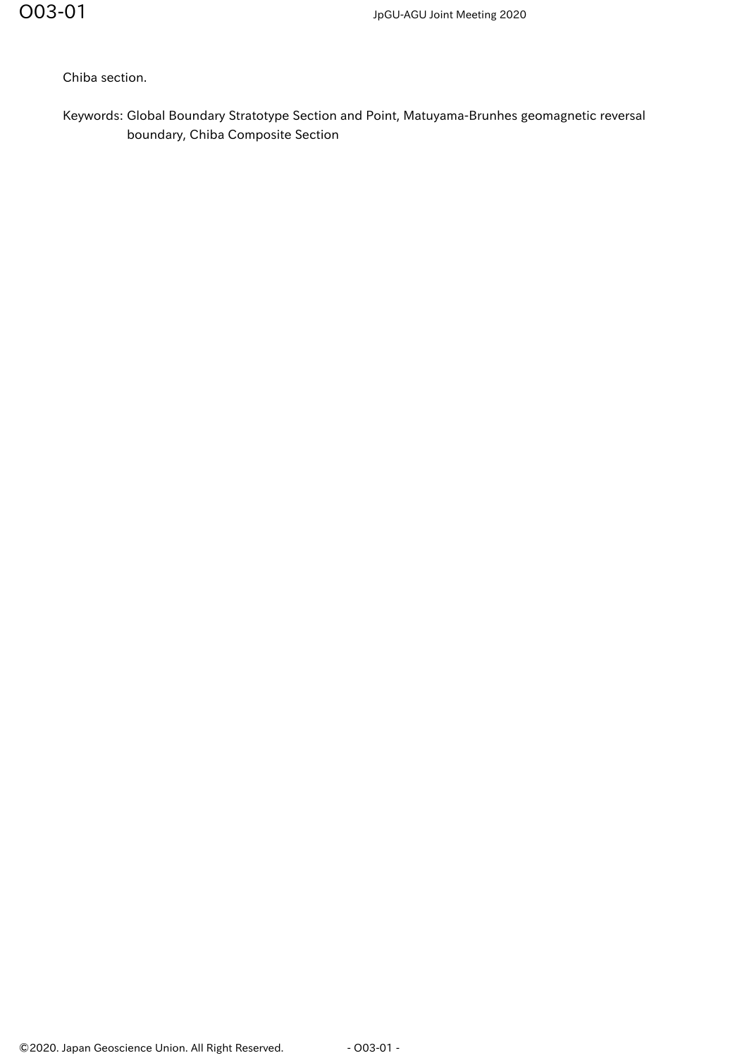Chiba section.

Keywords: Global Boundary Stratotype Section and Point, Matuyama-Brunhes geomagnetic reversal boundary, Chiba Composite Section